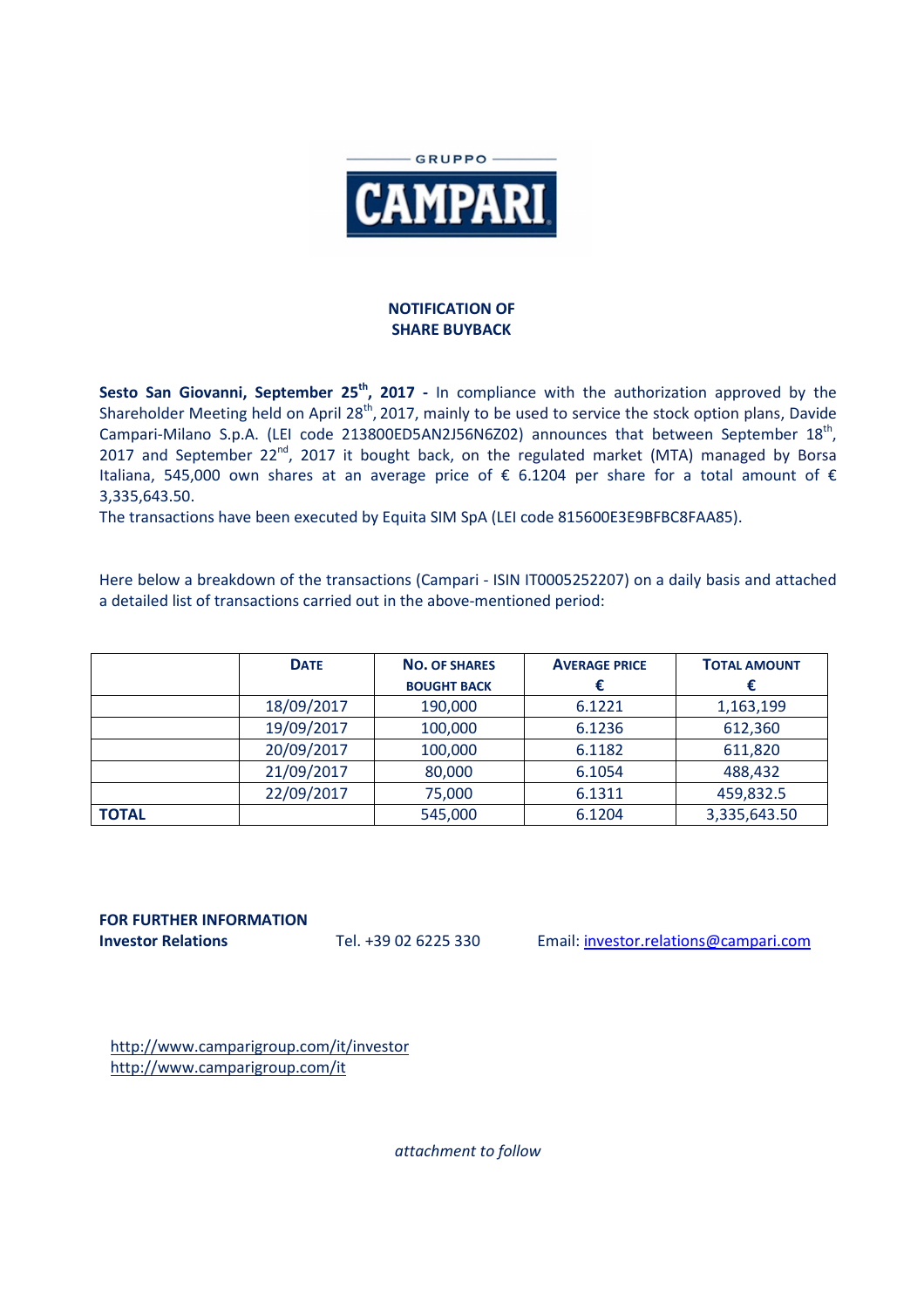GRUPPO

CAMPARI

## NOTIFICATION OF SHARE BUYBACK

**Sesto San Giovanni, September 25th, 2017 -** In compliance with the authorization approved by the Shareholder Meeting held on April 28th, 2017, mainly to be used to service the stock option plans, Davide Campari-Milano S.p.A. (LEI code 213800ED5AN2J56N6Z02) announces that between September 18th, 2017 and September 22nd, 2017 it bought back, on the regulated market (MTA) managed by Borsa Italiana, 545,000 own shares at an average price of € 6.1204 per share for a total amount of € 3,335,643.50.

The transactions have been executed by Equita SIM SpA (LEI code 815600E3E9BFBC8FAA85).

Here below a breakdown of the transactions (Campari - ISIN IT0005252207) on a daily basis and attached a detailed list of transactions carried out in the above-mentioned period:

| | DATE | NO. OF SHARES BOUGHT BACK | AVERAGE PRICE € | TOTAL AMOUNT € |
|---|---|---|---|---|
| | 18/09/2017 | 190,000 | 6.1221 | 1,163,199 |
| | 19/09/2017 | 100,000 | 6.1236 | 612,360 |
| | 20/09/2017 | 100,000 | 6.1182 | 611,820 |
| | 21/09/2017 | 80,000 | 6.1054 | 488,432 |
| | 22/09/2017 | 75,000 | 6.1311 | 459,832.5 |
| **TOTAL** | | 545,000 | 6.1204 | 3,335,643.50 |

**FOR FURTHER INFORMATION**

**Investor Relations** Tel. +39 02 6225 330 Email: investor.relations@campari.com

http://www.camparigroup.com/it/investor
http://www.camparigroup.com/it

*attachment to follow*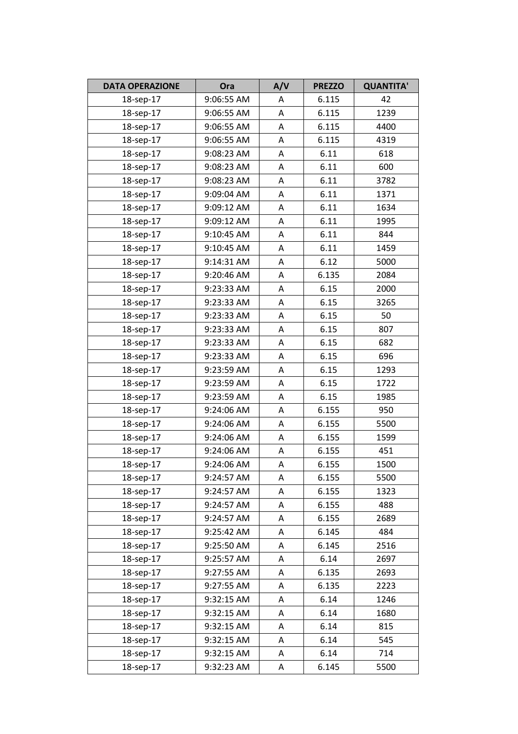| DATA OPERAZIONE | Ora | A/V | PREZZO | QUANTITA' |
|---|---|---|---|---|
| 18-sep-17 | 9:06:55 AM | A | 6.115 | 42 |
| 18-sep-17 | 9:06:55 AM | A | 6.115 | 1239 |
| 18-sep-17 | 9:06:55 AM | A | 6.115 | 4400 |
| 18-sep-17 | 9:06:55 AM | A | 6.115 | 4319 |
| 18-sep-17 | 9:08:23 AM | A | 6.11 | 618 |
| 18-sep-17 | 9:08:23 AM | A | 6.11 | 600 |
| 18-sep-17 | 9:08:23 AM | A | 6.11 | 3782 |
| 18-sep-17 | 9:09:04 AM | A | 6.11 | 1371 |
| 18-sep-17 | 9:09:12 AM | A | 6.11 | 1634 |
| 18-sep-17 | 9:09:12 AM | A | 6.11 | 1995 |
| 18-sep-17 | 9:10:45 AM | A | 6.11 | 844 |
| 18-sep-17 | 9:10:45 AM | A | 6.11 | 1459 |
| 18-sep-17 | 9:14:31 AM | A | 6.12 | 5000 |
| 18-sep-17 | 9:20:46 AM | A | 6.135 | 2084 |
| 18-sep-17 | 9:23:33 AM | A | 6.15 | 2000 |
| 18-sep-17 | 9:23:33 AM | A | 6.15 | 3265 |
| 18-sep-17 | 9:23:33 AM | A | 6.15 | 50 |
| 18-sep-17 | 9:23:33 AM | A | 6.15 | 807 |
| 18-sep-17 | 9:23:33 AM | A | 6.15 | 682 |
| 18-sep-17 | 9:23:33 AM | A | 6.15 | 696 |
| 18-sep-17 | 9:23:59 AM | A | 6.15 | 1293 |
| 18-sep-17 | 9:23:59 AM | A | 6.15 | 1722 |
| 18-sep-17 | 9:23:59 AM | A | 6.15 | 1985 |
| 18-sep-17 | 9:24:06 AM | A | 6.155 | 950 |
| 18-sep-17 | 9:24:06 AM | A | 6.155 | 5500 |
| 18-sep-17 | 9:24:06 AM | A | 6.155 | 1599 |
| 18-sep-17 | 9:24:06 AM | A | 6.155 | 451 |
| 18-sep-17 | 9:24:06 AM | A | 6.155 | 1500 |
| 18-sep-17 | 9:24:57 AM | A | 6.155 | 5500 |
| 18-sep-17 | 9:24:57 AM | A | 6.155 | 1323 |
| 18-sep-17 | 9:24:57 AM | A | 6.155 | 488 |
| 18-sep-17 | 9:24:57 AM | A | 6.155 | 2689 |
| 18-sep-17 | 9:25:42 AM | A | 6.145 | 484 |
| 18-sep-17 | 9:25:50 AM | A | 6.145 | 2516 |
| 18-sep-17 | 9:25:57 AM | A | 6.14 | 2697 |
| 18-sep-17 | 9:27:55 AM | A | 6.135 | 2693 |
| 18-sep-17 | 9:27:55 AM | A | 6.135 | 2223 |
| 18-sep-17 | 9:32:15 AM | A | 6.14 | 1246 |
| 18-sep-17 | 9:32:15 AM | A | 6.14 | 1680 |
| 18-sep-17 | 9:32:15 AM | A | 6.14 | 815 |
| 18-sep-17 | 9:32:15 AM | A | 6.14 | 545 |
| 18-sep-17 | 9:32:15 AM | A | 6.14 | 714 |
| 18-sep-17 | 9:32:23 AM | A | 6.145 | 5500 |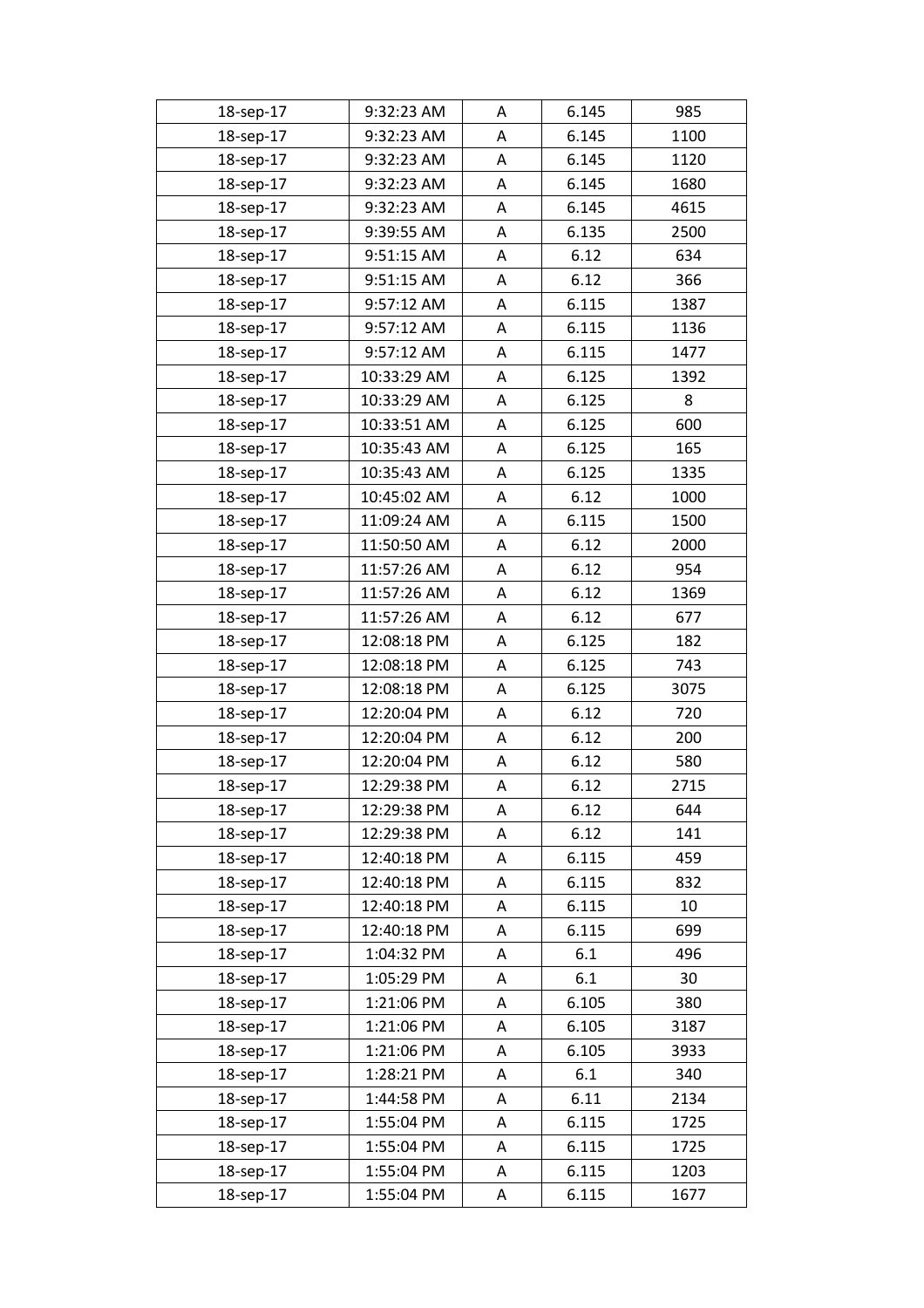| 18-sep-17 | 9:32:23 AM | A | 6.145 | 985 |
|---|---|---|---|---|
| 18-sep-17 | 9:32:23 AM | A | 6.145 | 1100 |
| 18-sep-17 | 9:32:23 AM | A | 6.145 | 1120 |
| 18-sep-17 | 9:32:23 AM | A | 6.145 | 1680 |
| 18-sep-17 | 9:32:23 AM | A | 6.145 | 4615 |
| 18-sep-17 | 9:39:55 AM | A | 6.135 | 2500 |
| 18-sep-17 | 9:51:15 AM | A | 6.12 | 634 |
| 18-sep-17 | 9:51:15 AM | A | 6.12 | 366 |
| 18-sep-17 | 9:57:12 AM | A | 6.115 | 1387 |
| 18-sep-17 | 9:57:12 AM | A | 6.115 | 1136 |
| 18-sep-17 | 9:57:12 AM | A | 6.115 | 1477 |
| 18-sep-17 | 10:33:29 AM | A | 6.125 | 1392 |
| 18-sep-17 | 10:33:29 AM | A | 6.125 | 8 |
| 18-sep-17 | 10:33:51 AM | A | 6.125 | 600 |
| 18-sep-17 | 10:35:43 AM | A | 6.125 | 165 |
| 18-sep-17 | 10:35:43 AM | A | 6.125 | 1335 |
| 18-sep-17 | 10:45:02 AM | A | 6.12 | 1000 |
| 18-sep-17 | 11:09:24 AM | A | 6.115 | 1500 |
| 18-sep-17 | 11:50:50 AM | A | 6.12 | 2000 |
| 18-sep-17 | 11:57:26 AM | A | 6.12 | 954 |
| 18-sep-17 | 11:57:26 AM | A | 6.12 | 1369 |
| 18-sep-17 | 11:57:26 AM | A | 6.12 | 677 |
| 18-sep-17 | 12:08:18 PM | A | 6.125 | 182 |
| 18-sep-17 | 12:08:18 PM | A | 6.125 | 743 |
| 18-sep-17 | 12:08:18 PM | A | 6.125 | 3075 |
| 18-sep-17 | 12:20:04 PM | A | 6.12 | 720 |
| 18-sep-17 | 12:20:04 PM | A | 6.12 | 200 |
| 18-sep-17 | 12:20:04 PM | A | 6.12 | 580 |
| 18-sep-17 | 12:29:38 PM | A | 6.12 | 2715 |
| 18-sep-17 | 12:29:38 PM | A | 6.12 | 644 |
| 18-sep-17 | 12:29:38 PM | A | 6.12 | 141 |
| 18-sep-17 | 12:40:18 PM | A | 6.115 | 459 |
| 18-sep-17 | 12:40:18 PM | A | 6.115 | 832 |
| 18-sep-17 | 12:40:18 PM | A | 6.115 | 10 |
| 18-sep-17 | 12:40:18 PM | A | 6.115 | 699 |
| 18-sep-17 | 1:04:32 PM | A | 6.1 | 496 |
| 18-sep-17 | 1:05:29 PM | A | 6.1 | 30 |
| 18-sep-17 | 1:21:06 PM | A | 6.105 | 380 |
| 18-sep-17 | 1:21:06 PM | A | 6.105 | 3187 |
| 18-sep-17 | 1:21:06 PM | A | 6.105 | 3933 |
| 18-sep-17 | 1:28:21 PM | A | 6.1 | 340 |
| 18-sep-17 | 1:44:58 PM | A | 6.11 | 2134 |
| 18-sep-17 | 1:55:04 PM | A | 6.115 | 1725 |
| 18-sep-17 | 1:55:04 PM | A | 6.115 | 1725 |
| 18-sep-17 | 1:55:04 PM | A | 6.115 | 1203 |
| 18-sep-17 | 1:55:04 PM | A | 6.115 | 1677 |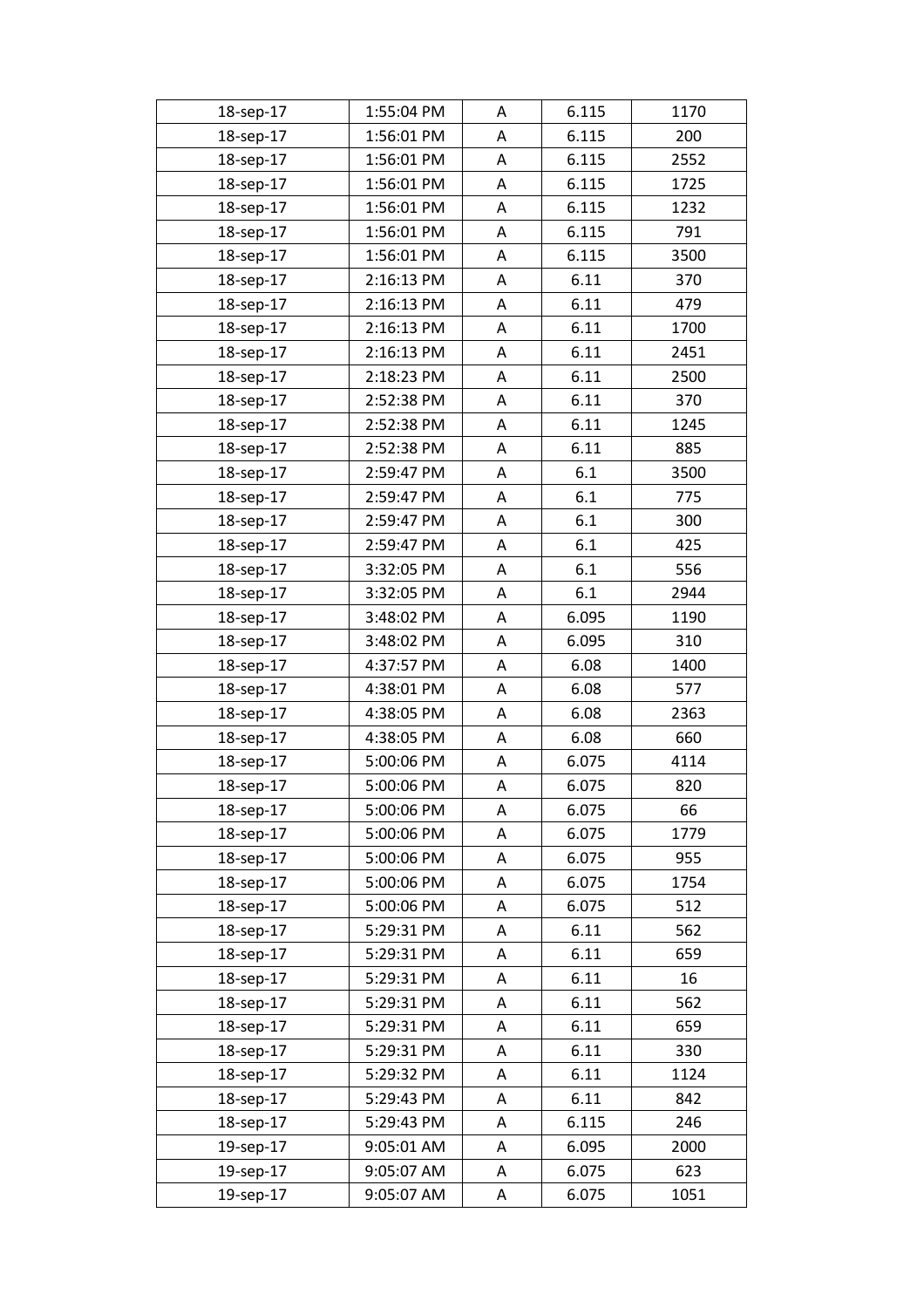| 18-sep-17 | 1:55:04 PM | A | 6.115 | 1170 |
|---|---|---|---|---|
| 18-sep-17 | 1:56:01 PM | A | 6.115 | 200 |
| 18-sep-17 | 1:56:01 PM | A | 6.115 | 2552 |
| 18-sep-17 | 1:56:01 PM | A | 6.115 | 1725 |
| 18-sep-17 | 1:56:01 PM | A | 6.115 | 1232 |
| 18-sep-17 | 1:56:01 PM | A | 6.115 | 791 |
| 18-sep-17 | 1:56:01 PM | A | 6.115 | 3500 |
| 18-sep-17 | 2:16:13 PM | A | 6.11 | 370 |
| 18-sep-17 | 2:16:13 PM | A | 6.11 | 479 |
| 18-sep-17 | 2:16:13 PM | A | 6.11 | 1700 |
| 18-sep-17 | 2:16:13 PM | A | 6.11 | 2451 |
| 18-sep-17 | 2:18:23 PM | A | 6.11 | 2500 |
| 18-sep-17 | 2:52:38 PM | A | 6.11 | 370 |
| 18-sep-17 | 2:52:38 PM | A | 6.11 | 1245 |
| 18-sep-17 | 2:52:38 PM | A | 6.11 | 885 |
| 18-sep-17 | 2:59:47 PM | A | 6.1 | 3500 |
| 18-sep-17 | 2:59:47 PM | A | 6.1 | 775 |
| 18-sep-17 | 2:59:47 PM | A | 6.1 | 300 |
| 18-sep-17 | 2:59:47 PM | A | 6.1 | 425 |
| 18-sep-17 | 3:32:05 PM | A | 6.1 | 556 |
| 18-sep-17 | 3:32:05 PM | A | 6.1 | 2944 |
| 18-sep-17 | 3:48:02 PM | A | 6.095 | 1190 |
| 18-sep-17 | 3:48:02 PM | A | 6.095 | 310 |
| 18-sep-17 | 4:37:57 PM | A | 6.08 | 1400 |
| 18-sep-17 | 4:38:01 PM | A | 6.08 | 577 |
| 18-sep-17 | 4:38:05 PM | A | 6.08 | 2363 |
| 18-sep-17 | 4:38:05 PM | A | 6.08 | 660 |
| 18-sep-17 | 5:00:06 PM | A | 6.075 | 4114 |
| 18-sep-17 | 5:00:06 PM | A | 6.075 | 820 |
| 18-sep-17 | 5:00:06 PM | A | 6.075 | 66 |
| 18-sep-17 | 5:00:06 PM | A | 6.075 | 1779 |
| 18-sep-17 | 5:00:06 PM | A | 6.075 | 955 |
| 18-sep-17 | 5:00:06 PM | A | 6.075 | 1754 |
| 18-sep-17 | 5:00:06 PM | A | 6.075 | 512 |
| 18-sep-17 | 5:29:31 PM | A | 6.11 | 562 |
| 18-sep-17 | 5:29:31 PM | A | 6.11 | 659 |
| 18-sep-17 | 5:29:31 PM | A | 6.11 | 16 |
| 18-sep-17 | 5:29:31 PM | A | 6.11 | 562 |
| 18-sep-17 | 5:29:31 PM | A | 6.11 | 659 |
| 18-sep-17 | 5:29:31 PM | A | 6.11 | 330 |
| 18-sep-17 | 5:29:32 PM | A | 6.11 | 1124 |
| 18-sep-17 | 5:29:43 PM | A | 6.11 | 842 |
| 18-sep-17 | 5:29:43 PM | A | 6.115 | 246 |
| 19-sep-17 | 9:05:01 AM | A | 6.095 | 2000 |
| 19-sep-17 | 9:05:07 AM | A | 6.075 | 623 |
| 19-sep-17 | 9:05:07 AM | A | 6.075 | 1051 |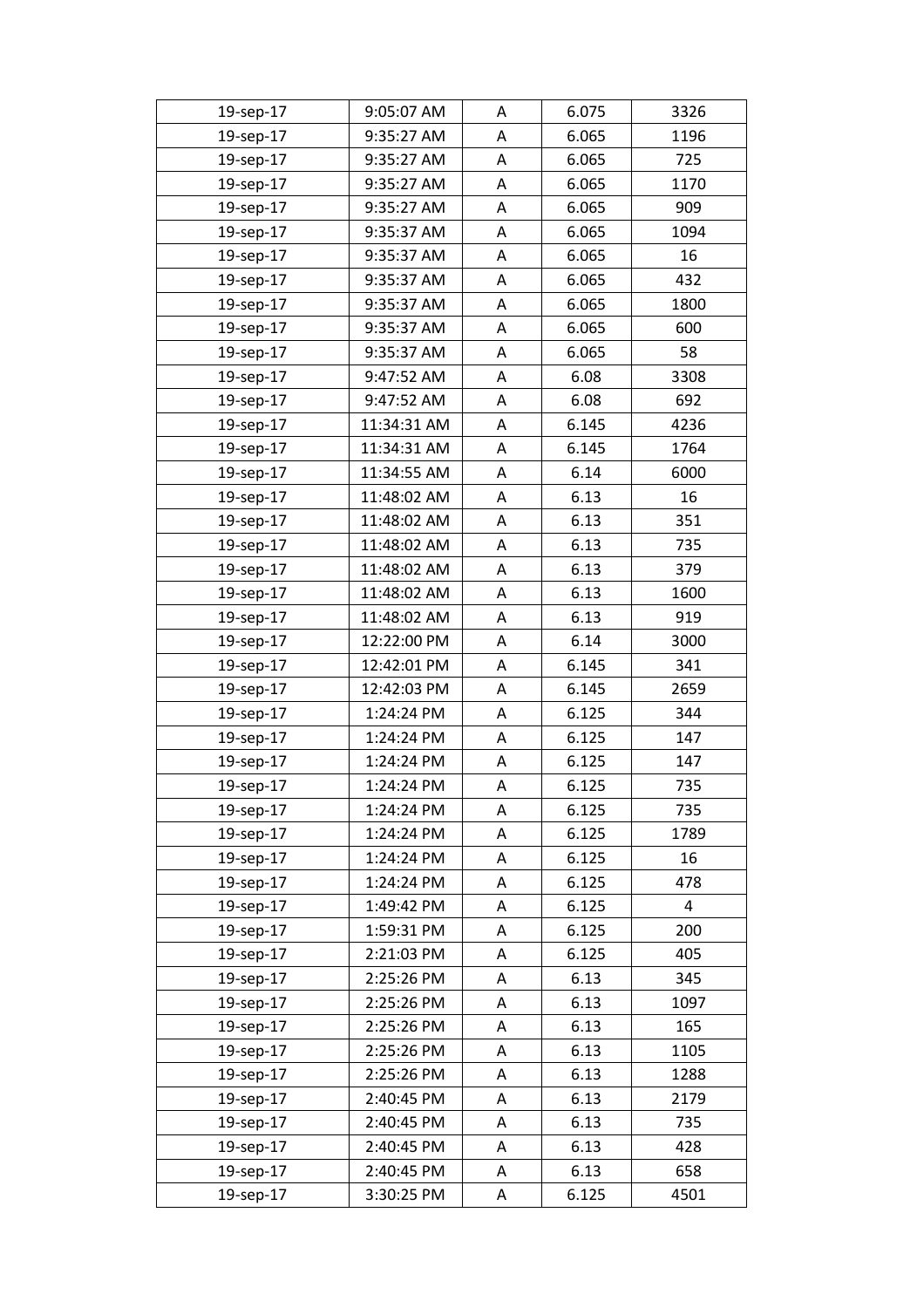| 19-sep-17 | 9:05:07 AM | A | 6.075 | 3326 |
|---|---|---|---|---|
| 19-sep-17 | 9:35:27 AM | A | 6.065 | 1196 |
| 19-sep-17 | 9:35:27 AM | A | 6.065 | 725 |
| 19-sep-17 | 9:35:27 AM | A | 6.065 | 1170 |
| 19-sep-17 | 9:35:27 AM | A | 6.065 | 909 |
| 19-sep-17 | 9:35:37 AM | A | 6.065 | 1094 |
| 19-sep-17 | 9:35:37 AM | A | 6.065 | 16 |
| 19-sep-17 | 9:35:37 AM | A | 6.065 | 432 |
| 19-sep-17 | 9:35:37 AM | A | 6.065 | 1800 |
| 19-sep-17 | 9:35:37 AM | A | 6.065 | 600 |
| 19-sep-17 | 9:35:37 AM | A | 6.065 | 58 |
| 19-sep-17 | 9:47:52 AM | A | 6.08 | 3308 |
| 19-sep-17 | 9:47:52 AM | A | 6.08 | 692 |
| 19-sep-17 | 11:34:31 AM | A | 6.145 | 4236 |
| 19-sep-17 | 11:34:31 AM | A | 6.145 | 1764 |
| 19-sep-17 | 11:34:55 AM | A | 6.14 | 6000 |
| 19-sep-17 | 11:48:02 AM | A | 6.13 | 16 |
| 19-sep-17 | 11:48:02 AM | A | 6.13 | 351 |
| 19-sep-17 | 11:48:02 AM | A | 6.13 | 735 |
| 19-sep-17 | 11:48:02 AM | A | 6.13 | 379 |
| 19-sep-17 | 11:48:02 AM | A | 6.13 | 1600 |
| 19-sep-17 | 11:48:02 AM | A | 6.13 | 919 |
| 19-sep-17 | 12:22:00 PM | A | 6.14 | 3000 |
| 19-sep-17 | 12:42:01 PM | A | 6.145 | 341 |
| 19-sep-17 | 12:42:03 PM | A | 6.145 | 2659 |
| 19-sep-17 | 1:24:24 PM | A | 6.125 | 344 |
| 19-sep-17 | 1:24:24 PM | A | 6.125 | 147 |
| 19-sep-17 | 1:24:24 PM | A | 6.125 | 147 |
| 19-sep-17 | 1:24:24 PM | A | 6.125 | 735 |
| 19-sep-17 | 1:24:24 PM | A | 6.125 | 735 |
| 19-sep-17 | 1:24:24 PM | A | 6.125 | 1789 |
| 19-sep-17 | 1:24:24 PM | A | 6.125 | 16 |
| 19-sep-17 | 1:24:24 PM | A | 6.125 | 478 |
| 19-sep-17 | 1:49:42 PM | A | 6.125 | 4 |
| 19-sep-17 | 1:59:31 PM | A | 6.125 | 200 |
| 19-sep-17 | 2:21:03 PM | A | 6.125 | 405 |
| 19-sep-17 | 2:25:26 PM | A | 6.13 | 345 |
| 19-sep-17 | 2:25:26 PM | A | 6.13 | 1097 |
| 19-sep-17 | 2:25:26 PM | A | 6.13 | 165 |
| 19-sep-17 | 2:25:26 PM | A | 6.13 | 1105 |
| 19-sep-17 | 2:25:26 PM | A | 6.13 | 1288 |
| 19-sep-17 | 2:40:45 PM | A | 6.13 | 2179 |
| 19-sep-17 | 2:40:45 PM | A | 6.13 | 735 |
| 19-sep-17 | 2:40:45 PM | A | 6.13 | 428 |
| 19-sep-17 | 2:40:45 PM | A | 6.13 | 658 |
| 19-sep-17 | 3:30:25 PM | A | 6.125 | 4501 |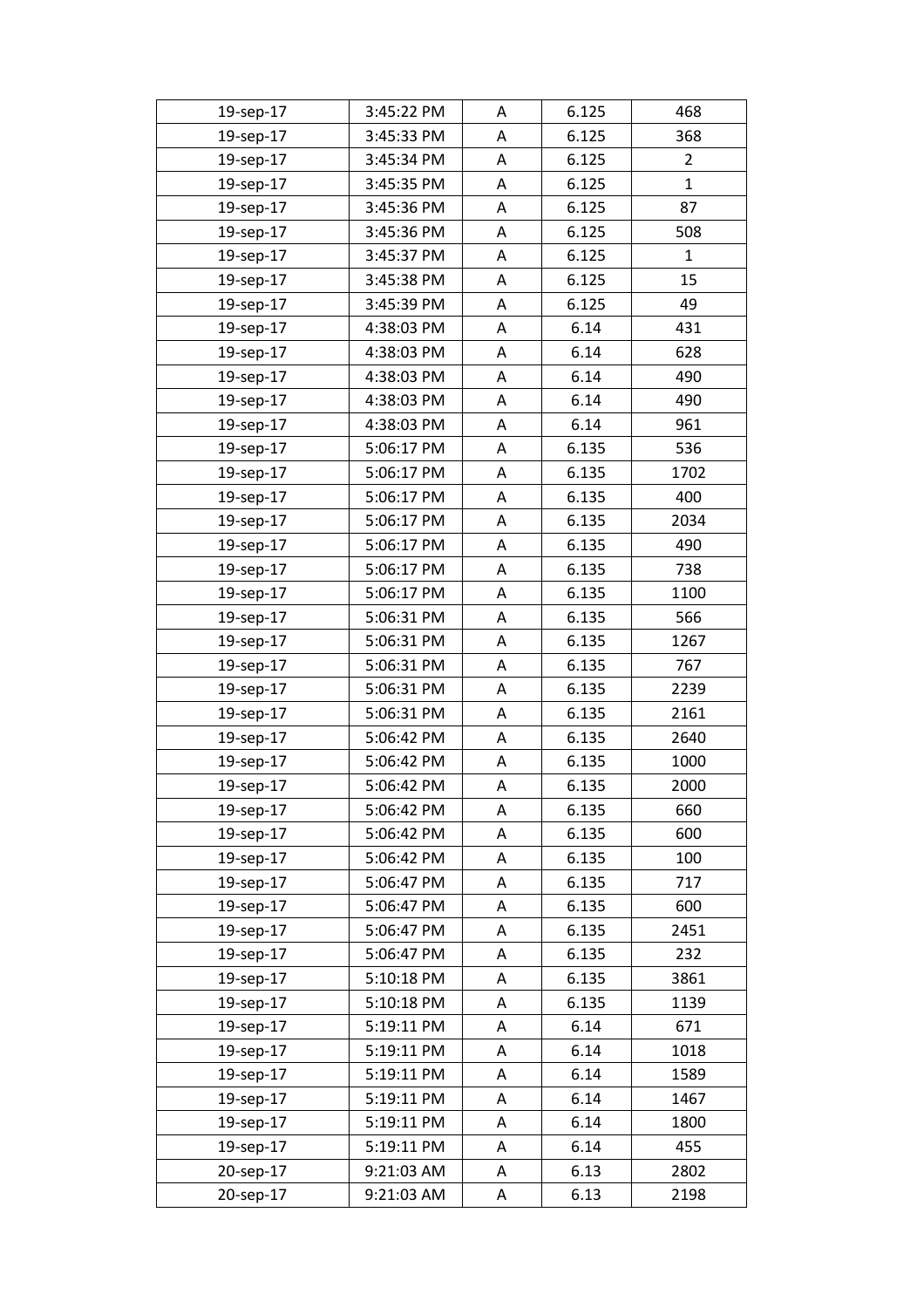| 19-sep-17 | 3:45:22 PM | A | 6.125 | 468 |
|---|---|---|---|---|
| 19-sep-17 | 3:45:33 PM | A | 6.125 | 368 |
| 19-sep-17 | 3:45:34 PM | A | 6.125 | 2 |
| 19-sep-17 | 3:45:35 PM | A | 6.125 | 1 |
| 19-sep-17 | 3:45:36 PM | A | 6.125 | 87 |
| 19-sep-17 | 3:45:36 PM | A | 6.125 | 508 |
| 19-sep-17 | 3:45:37 PM | A | 6.125 | 1 |
| 19-sep-17 | 3:45:38 PM | A | 6.125 | 15 |
| 19-sep-17 | 3:45:39 PM | A | 6.125 | 49 |
| 19-sep-17 | 4:38:03 PM | A | 6.14 | 431 |
| 19-sep-17 | 4:38:03 PM | A | 6.14 | 628 |
| 19-sep-17 | 4:38:03 PM | A | 6.14 | 490 |
| 19-sep-17 | 4:38:03 PM | A | 6.14 | 490 |
| 19-sep-17 | 4:38:03 PM | A | 6.14 | 961 |
| 19-sep-17 | 5:06:17 PM | A | 6.135 | 536 |
| 19-sep-17 | 5:06:17 PM | A | 6.135 | 1702 |
| 19-sep-17 | 5:06:17 PM | A | 6.135 | 400 |
| 19-sep-17 | 5:06:17 PM | A | 6.135 | 2034 |
| 19-sep-17 | 5:06:17 PM | A | 6.135 | 490 |
| 19-sep-17 | 5:06:17 PM | A | 6.135 | 738 |
| 19-sep-17 | 5:06:17 PM | A | 6.135 | 1100 |
| 19-sep-17 | 5:06:31 PM | A | 6.135 | 566 |
| 19-sep-17 | 5:06:31 PM | A | 6.135 | 1267 |
| 19-sep-17 | 5:06:31 PM | A | 6.135 | 767 |
| 19-sep-17 | 5:06:31 PM | A | 6.135 | 2239 |
| 19-sep-17 | 5:06:31 PM | A | 6.135 | 2161 |
| 19-sep-17 | 5:06:42 PM | A | 6.135 | 2640 |
| 19-sep-17 | 5:06:42 PM | A | 6.135 | 1000 |
| 19-sep-17 | 5:06:42 PM | A | 6.135 | 2000 |
| 19-sep-17 | 5:06:42 PM | A | 6.135 | 660 |
| 19-sep-17 | 5:06:42 PM | A | 6.135 | 600 |
| 19-sep-17 | 5:06:42 PM | A | 6.135 | 100 |
| 19-sep-17 | 5:06:47 PM | A | 6.135 | 717 |
| 19-sep-17 | 5:06:47 PM | A | 6.135 | 600 |
| 19-sep-17 | 5:06:47 PM | A | 6.135 | 2451 |
| 19-sep-17 | 5:06:47 PM | A | 6.135 | 232 |
| 19-sep-17 | 5:10:18 PM | A | 6.135 | 3861 |
| 19-sep-17 | 5:10:18 PM | A | 6.135 | 1139 |
| 19-sep-17 | 5:19:11 PM | A | 6.14 | 671 |
| 19-sep-17 | 5:19:11 PM | A | 6.14 | 1018 |
| 19-sep-17 | 5:19:11 PM | A | 6.14 | 1589 |
| 19-sep-17 | 5:19:11 PM | A | 6.14 | 1467 |
| 19-sep-17 | 5:19:11 PM | A | 6.14 | 1800 |
| 19-sep-17 | 5:19:11 PM | A | 6.14 | 455 |
| 20-sep-17 | 9:21:03 AM | A | 6.13 | 2802 |
| 20-sep-17 | 9:21:03 AM | A | 6.13 | 2198 |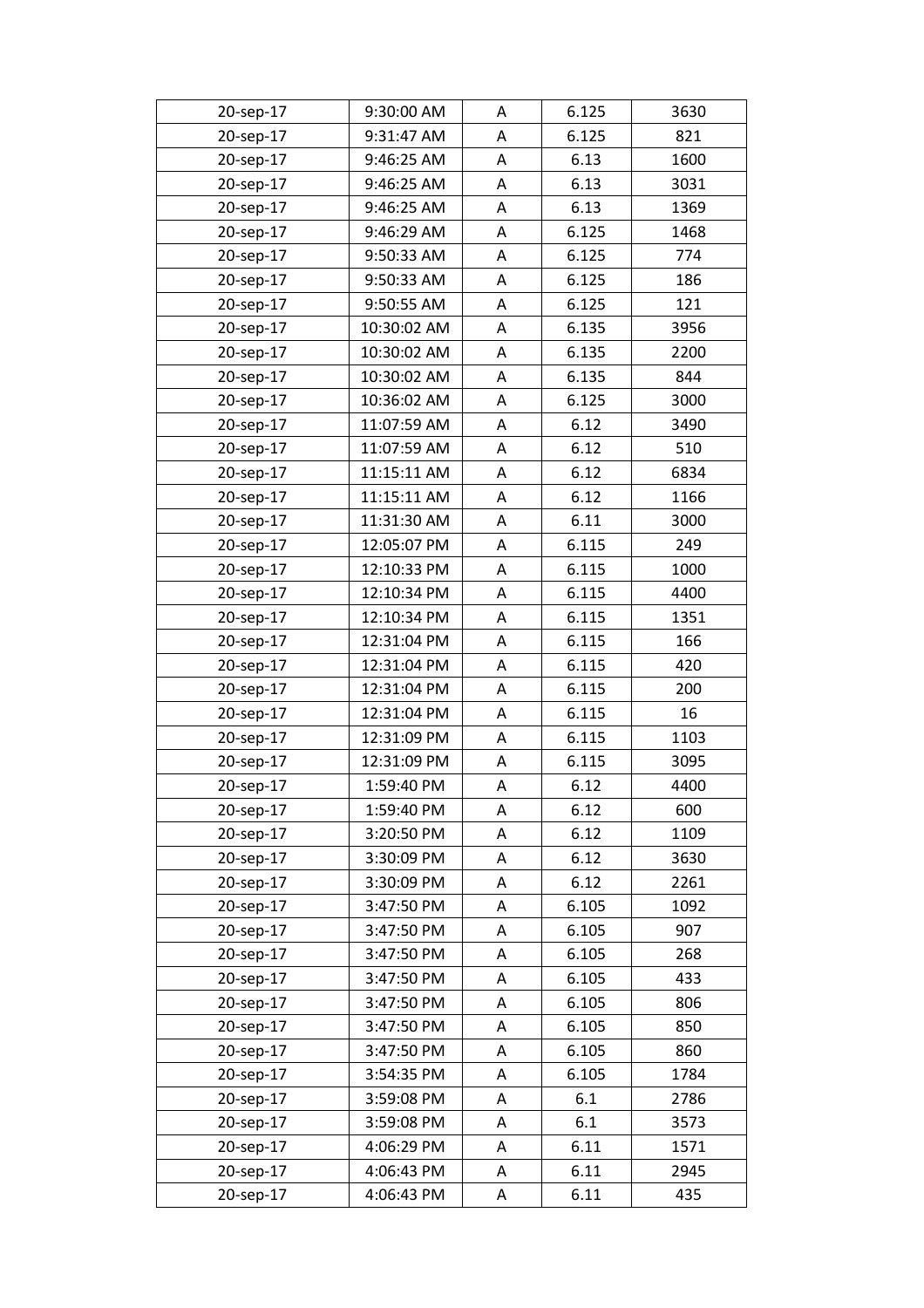| 20-sep-17 | 9:30:00 AM | A | 6.125 | 3630 |
|---|---|---|---|---|
| 20-sep-17 | 9:31:47 AM | A | 6.125 | 821 |
| 20-sep-17 | 9:46:25 AM | A | 6.13 | 1600 |
| 20-sep-17 | 9:46:25 AM | A | 6.13 | 3031 |
| 20-sep-17 | 9:46:25 AM | A | 6.13 | 1369 |
| 20-sep-17 | 9:46:29 AM | A | 6.125 | 1468 |
| 20-sep-17 | 9:50:33 AM | A | 6.125 | 774 |
| 20-sep-17 | 9:50:33 AM | A | 6.125 | 186 |
| 20-sep-17 | 9:50:55 AM | A | 6.125 | 121 |
| 20-sep-17 | 10:30:02 AM | A | 6.135 | 3956 |
| 20-sep-17 | 10:30:02 AM | A | 6.135 | 2200 |
| 20-sep-17 | 10:30:02 AM | A | 6.135 | 844 |
| 20-sep-17 | 10:36:02 AM | A | 6.125 | 3000 |
| 20-sep-17 | 11:07:59 AM | A | 6.12 | 3490 |
| 20-sep-17 | 11:07:59 AM | A | 6.12 | 510 |
| 20-sep-17 | 11:15:11 AM | A | 6.12 | 6834 |
| 20-sep-17 | 11:15:11 AM | A | 6.12 | 1166 |
| 20-sep-17 | 11:31:30 AM | A | 6.11 | 3000 |
| 20-sep-17 | 12:05:07 PM | A | 6.115 | 249 |
| 20-sep-17 | 12:10:33 PM | A | 6.115 | 1000 |
| 20-sep-17 | 12:10:34 PM | A | 6.115 | 4400 |
| 20-sep-17 | 12:10:34 PM | A | 6.115 | 1351 |
| 20-sep-17 | 12:31:04 PM | A | 6.115 | 166 |
| 20-sep-17 | 12:31:04 PM | A | 6.115 | 420 |
| 20-sep-17 | 12:31:04 PM | A | 6.115 | 200 |
| 20-sep-17 | 12:31:04 PM | A | 6.115 | 16 |
| 20-sep-17 | 12:31:09 PM | A | 6.115 | 1103 |
| 20-sep-17 | 12:31:09 PM | A | 6.115 | 3095 |
| 20-sep-17 | 1:59:40 PM | A | 6.12 | 4400 |
| 20-sep-17 | 1:59:40 PM | A | 6.12 | 600 |
| 20-sep-17 | 3:20:50 PM | A | 6.12 | 1109 |
| 20-sep-17 | 3:30:09 PM | A | 6.12 | 3630 |
| 20-sep-17 | 3:30:09 PM | A | 6.12 | 2261 |
| 20-sep-17 | 3:47:50 PM | A | 6.105 | 1092 |
| 20-sep-17 | 3:47:50 PM | A | 6.105 | 907 |
| 20-sep-17 | 3:47:50 PM | A | 6.105 | 268 |
| 20-sep-17 | 3:47:50 PM | A | 6.105 | 433 |
| 20-sep-17 | 3:47:50 PM | A | 6.105 | 806 |
| 20-sep-17 | 3:47:50 PM | A | 6.105 | 850 |
| 20-sep-17 | 3:47:50 PM | A | 6.105 | 860 |
| 20-sep-17 | 3:54:35 PM | A | 6.105 | 1784 |
| 20-sep-17 | 3:59:08 PM | A | 6.1 | 2786 |
| 20-sep-17 | 3:59:08 PM | A | 6.1 | 3573 |
| 20-sep-17 | 4:06:29 PM | A | 6.11 | 1571 |
| 20-sep-17 | 4:06:43 PM | A | 6.11 | 2945 |
| 20-sep-17 | 4:06:43 PM | A | 6.11 | 435 |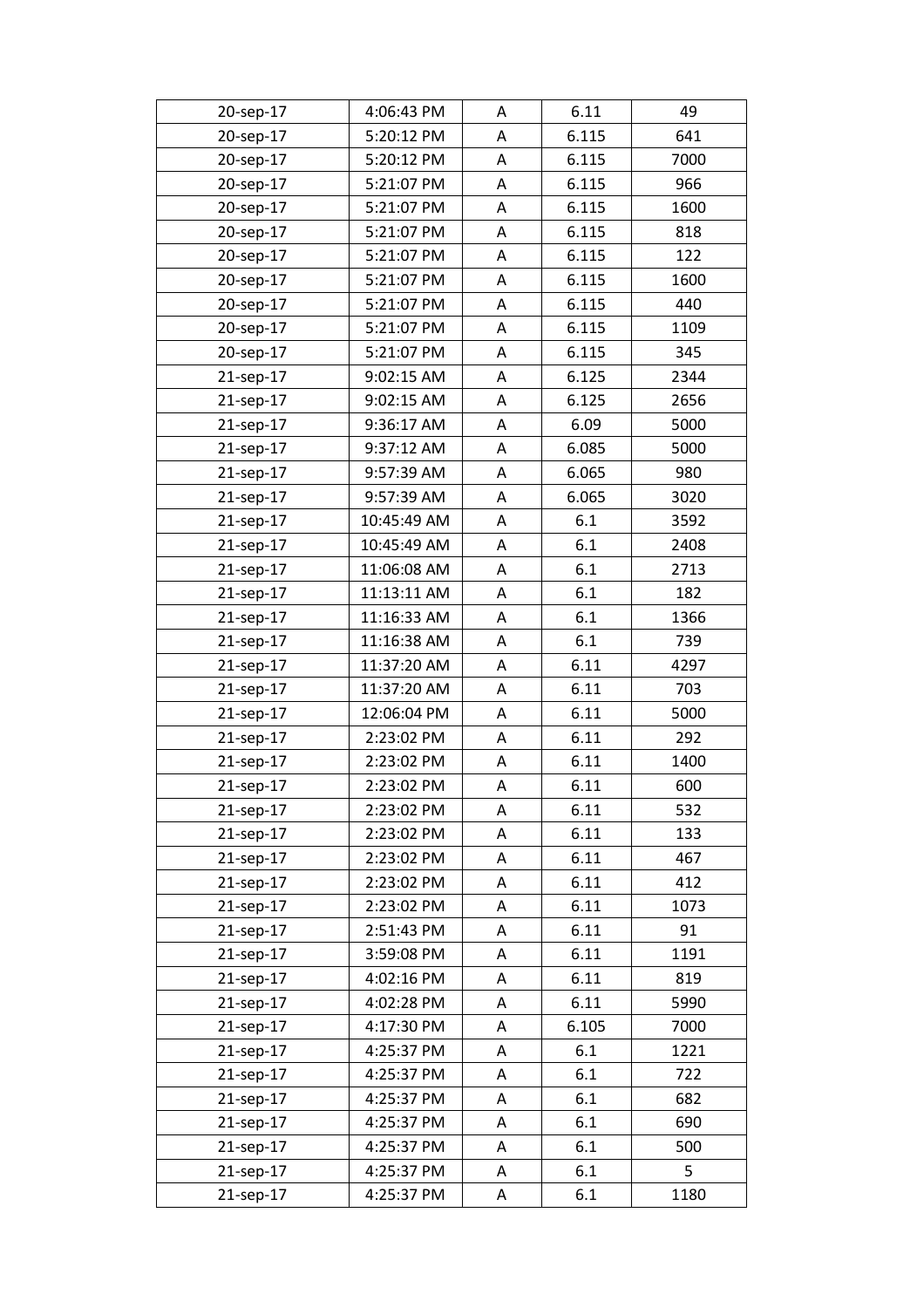| 20-sep-17 | 4:06:43 PM | A | 6.11 | 49 |
|---|---|---|---|---|
| 20-sep-17 | 5:20:12 PM | A | 6.115 | 641 |
| 20-sep-17 | 5:20:12 PM | A | 6.115 | 7000 |
| 20-sep-17 | 5:21:07 PM | A | 6.115 | 966 |
| 20-sep-17 | 5:21:07 PM | A | 6.115 | 1600 |
| 20-sep-17 | 5:21:07 PM | A | 6.115 | 818 |
| 20-sep-17 | 5:21:07 PM | A | 6.115 | 122 |
| 20-sep-17 | 5:21:07 PM | A | 6.115 | 1600 |
| 20-sep-17 | 5:21:07 PM | A | 6.115 | 440 |
| 20-sep-17 | 5:21:07 PM | A | 6.115 | 1109 |
| 20-sep-17 | 5:21:07 PM | A | 6.115 | 345 |
| 21-sep-17 | 9:02:15 AM | A | 6.125 | 2344 |
| 21-sep-17 | 9:02:15 AM | A | 6.125 | 2656 |
| 21-sep-17 | 9:36:17 AM | A | 6.09 | 5000 |
| 21-sep-17 | 9:37:12 AM | A | 6.085 | 5000 |
| 21-sep-17 | 9:57:39 AM | A | 6.065 | 980 |
| 21-sep-17 | 9:57:39 AM | A | 6.065 | 3020 |
| 21-sep-17 | 10:45:49 AM | A | 6.1 | 3592 |
| 21-sep-17 | 10:45:49 AM | A | 6.1 | 2408 |
| 21-sep-17 | 11:06:08 AM | A | 6.1 | 2713 |
| 21-sep-17 | 11:13:11 AM | A | 6.1 | 182 |
| 21-sep-17 | 11:16:33 AM | A | 6.1 | 1366 |
| 21-sep-17 | 11:16:38 AM | A | 6.1 | 739 |
| 21-sep-17 | 11:37:20 AM | A | 6.11 | 4297 |
| 21-sep-17 | 11:37:20 AM | A | 6.11 | 703 |
| 21-sep-17 | 12:06:04 PM | A | 6.11 | 5000 |
| 21-sep-17 | 2:23:02 PM | A | 6.11 | 292 |
| 21-sep-17 | 2:23:02 PM | A | 6.11 | 1400 |
| 21-sep-17 | 2:23:02 PM | A | 6.11 | 600 |
| 21-sep-17 | 2:23:02 PM | A | 6.11 | 532 |
| 21-sep-17 | 2:23:02 PM | A | 6.11 | 133 |
| 21-sep-17 | 2:23:02 PM | A | 6.11 | 467 |
| 21-sep-17 | 2:23:02 PM | A | 6.11 | 412 |
| 21-sep-17 | 2:23:02 PM | A | 6.11 | 1073 |
| 21-sep-17 | 2:51:43 PM | A | 6.11 | 91 |
| 21-sep-17 | 3:59:08 PM | A | 6.11 | 1191 |
| 21-sep-17 | 4:02:16 PM | A | 6.11 | 819 |
| 21-sep-17 | 4:02:28 PM | A | 6.11 | 5990 |
| 21-sep-17 | 4:17:30 PM | A | 6.105 | 7000 |
| 21-sep-17 | 4:25:37 PM | A | 6.1 | 1221 |
| 21-sep-17 | 4:25:37 PM | A | 6.1 | 722 |
| 21-sep-17 | 4:25:37 PM | A | 6.1 | 682 |
| 21-sep-17 | 4:25:37 PM | A | 6.1 | 690 |
| 21-sep-17 | 4:25:37 PM | A | 6.1 | 500 |
| 21-sep-17 | 4:25:37 PM | A | 6.1 | 5 |
| 21-sep-17 | 4:25:37 PM | A | 6.1 | 1180 |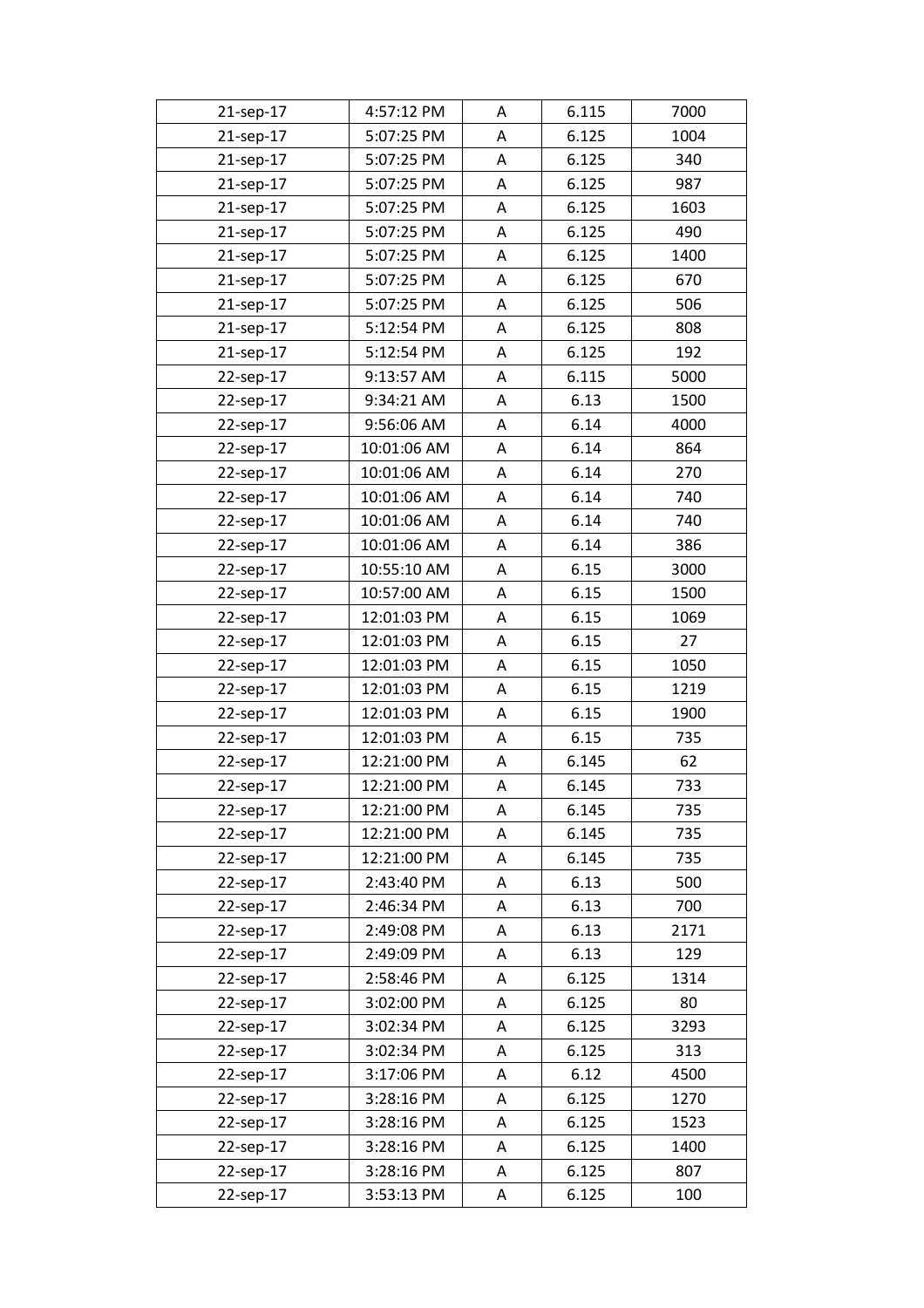| 21-sep-17 | 4:57:12 PM | A | 6.115 | 7000 |
|---|---|---|---|---|
| 21-sep-17 | 5:07:25 PM | A | 6.125 | 1004 |
| 21-sep-17 | 5:07:25 PM | A | 6.125 | 340 |
| 21-sep-17 | 5:07:25 PM | A | 6.125 | 987 |
| 21-sep-17 | 5:07:25 PM | A | 6.125 | 1603 |
| 21-sep-17 | 5:07:25 PM | A | 6.125 | 490 |
| 21-sep-17 | 5:07:25 PM | A | 6.125 | 1400 |
| 21-sep-17 | 5:07:25 PM | A | 6.125 | 670 |
| 21-sep-17 | 5:07:25 PM | A | 6.125 | 506 |
| 21-sep-17 | 5:12:54 PM | A | 6.125 | 808 |
| 21-sep-17 | 5:12:54 PM | A | 6.125 | 192 |
| 22-sep-17 | 9:13:57 AM | A | 6.115 | 5000 |
| 22-sep-17 | 9:34:21 AM | A | 6.13 | 1500 |
| 22-sep-17 | 9:56:06 AM | A | 6.14 | 4000 |
| 22-sep-17 | 10:01:06 AM | A | 6.14 | 864 |
| 22-sep-17 | 10:01:06 AM | A | 6.14 | 270 |
| 22-sep-17 | 10:01:06 AM | A | 6.14 | 740 |
| 22-sep-17 | 10:01:06 AM | A | 6.14 | 740 |
| 22-sep-17 | 10:01:06 AM | A | 6.14 | 386 |
| 22-sep-17 | 10:55:10 AM | A | 6.15 | 3000 |
| 22-sep-17 | 10:57:00 AM | A | 6.15 | 1500 |
| 22-sep-17 | 12:01:03 PM | A | 6.15 | 1069 |
| 22-sep-17 | 12:01:03 PM | A | 6.15 | 27 |
| 22-sep-17 | 12:01:03 PM | A | 6.15 | 1050 |
| 22-sep-17 | 12:01:03 PM | A | 6.15 | 1219 |
| 22-sep-17 | 12:01:03 PM | A | 6.15 | 1900 |
| 22-sep-17 | 12:01:03 PM | A | 6.15 | 735 |
| 22-sep-17 | 12:21:00 PM | A | 6.145 | 62 |
| 22-sep-17 | 12:21:00 PM | A | 6.145 | 733 |
| 22-sep-17 | 12:21:00 PM | A | 6.145 | 735 |
| 22-sep-17 | 12:21:00 PM | A | 6.145 | 735 |
| 22-sep-17 | 12:21:00 PM | A | 6.145 | 735 |
| 22-sep-17 | 2:43:40 PM | A | 6.13 | 500 |
| 22-sep-17 | 2:46:34 PM | A | 6.13 | 700 |
| 22-sep-17 | 2:49:08 PM | A | 6.13 | 2171 |
| 22-sep-17 | 2:49:09 PM | A | 6.13 | 129 |
| 22-sep-17 | 2:58:46 PM | A | 6.125 | 1314 |
| 22-sep-17 | 3:02:00 PM | A | 6.125 | 80 |
| 22-sep-17 | 3:02:34 PM | A | 6.125 | 3293 |
| 22-sep-17 | 3:02:34 PM | A | 6.125 | 313 |
| 22-sep-17 | 3:17:06 PM | A | 6.12 | 4500 |
| 22-sep-17 | 3:28:16 PM | A | 6.125 | 1270 |
| 22-sep-17 | 3:28:16 PM | A | 6.125 | 1523 |
| 22-sep-17 | 3:28:16 PM | A | 6.125 | 1400 |
| 22-sep-17 | 3:28:16 PM | A | 6.125 | 807 |
| 22-sep-17 | 3:53:13 PM | A | 6.125 | 100 |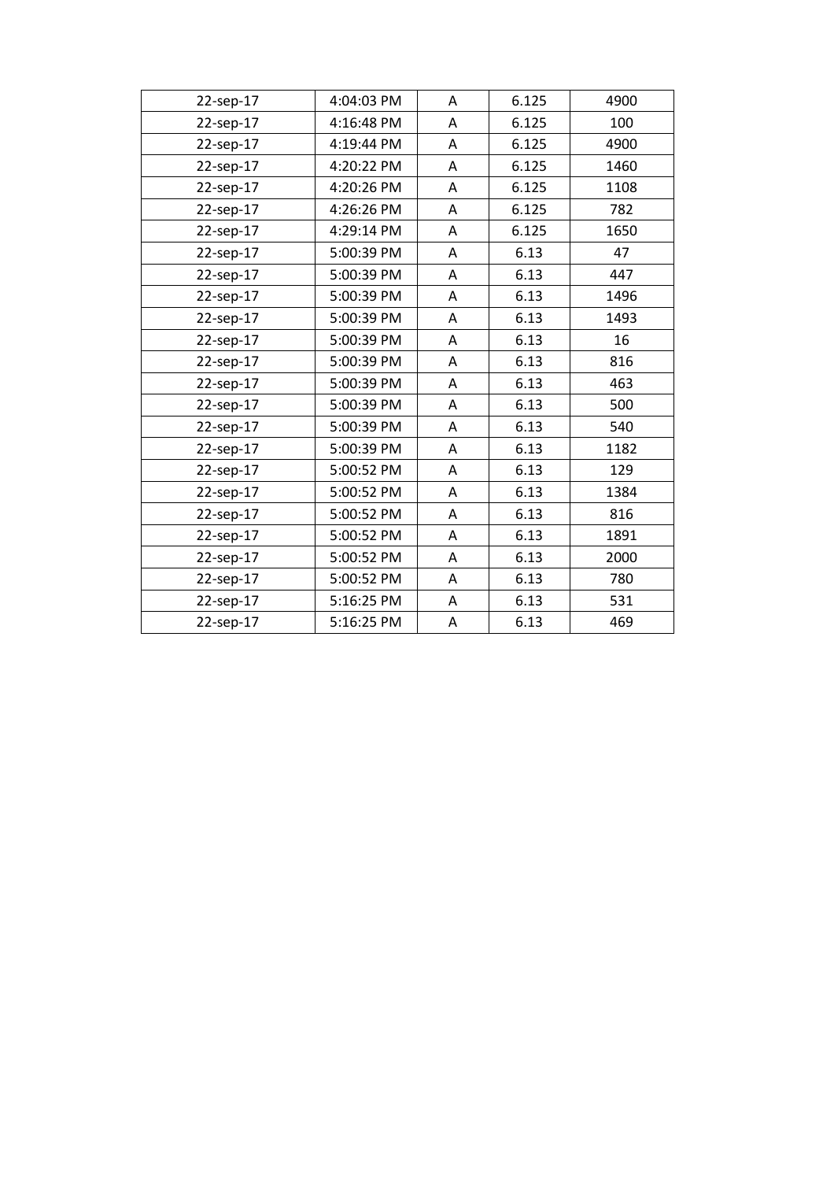| | | | | |
|---|---|---|---|---|
| 22-sep-17 | 4:04:03 PM | A | 6.125 | 4900 |
| 22-sep-17 | 4:16:48 PM | A | 6.125 | 100 |
| 22-sep-17 | 4:19:44 PM | A | 6.125 | 4900 |
| 22-sep-17 | 4:20:22 PM | A | 6.125 | 1460 |
| 22-sep-17 | 4:20:26 PM | A | 6.125 | 1108 |
| 22-sep-17 | 4:26:26 PM | A | 6.125 | 782 |
| 22-sep-17 | 4:29:14 PM | A | 6.125 | 1650 |
| 22-sep-17 | 5:00:39 PM | A | 6.13 | 47 |
| 22-sep-17 | 5:00:39 PM | A | 6.13 | 447 |
| 22-sep-17 | 5:00:39 PM | A | 6.13 | 1496 |
| 22-sep-17 | 5:00:39 PM | A | 6.13 | 1493 |
| 22-sep-17 | 5:00:39 PM | A | 6.13 | 16 |
| 22-sep-17 | 5:00:39 PM | A | 6.13 | 816 |
| 22-sep-17 | 5:00:39 PM | A | 6.13 | 463 |
| 22-sep-17 | 5:00:39 PM | A | 6.13 | 500 |
| 22-sep-17 | 5:00:39 PM | A | 6.13 | 540 |
| 22-sep-17 | 5:00:39 PM | A | 6.13 | 1182 |
| 22-sep-17 | 5:00:52 PM | A | 6.13 | 129 |
| 22-sep-17 | 5:00:52 PM | A | 6.13 | 1384 |
| 22-sep-17 | 5:00:52 PM | A | 6.13 | 816 |
| 22-sep-17 | 5:00:52 PM | A | 6.13 | 1891 |
| 22-sep-17 | 5:00:52 PM | A | 6.13 | 2000 |
| 22-sep-17 | 5:00:52 PM | A | 6.13 | 780 |
| 22-sep-17 | 5:16:25 PM | A | 6.13 | 531 |
| 22-sep-17 | 5:16:25 PM | A | 6.13 | 469 |